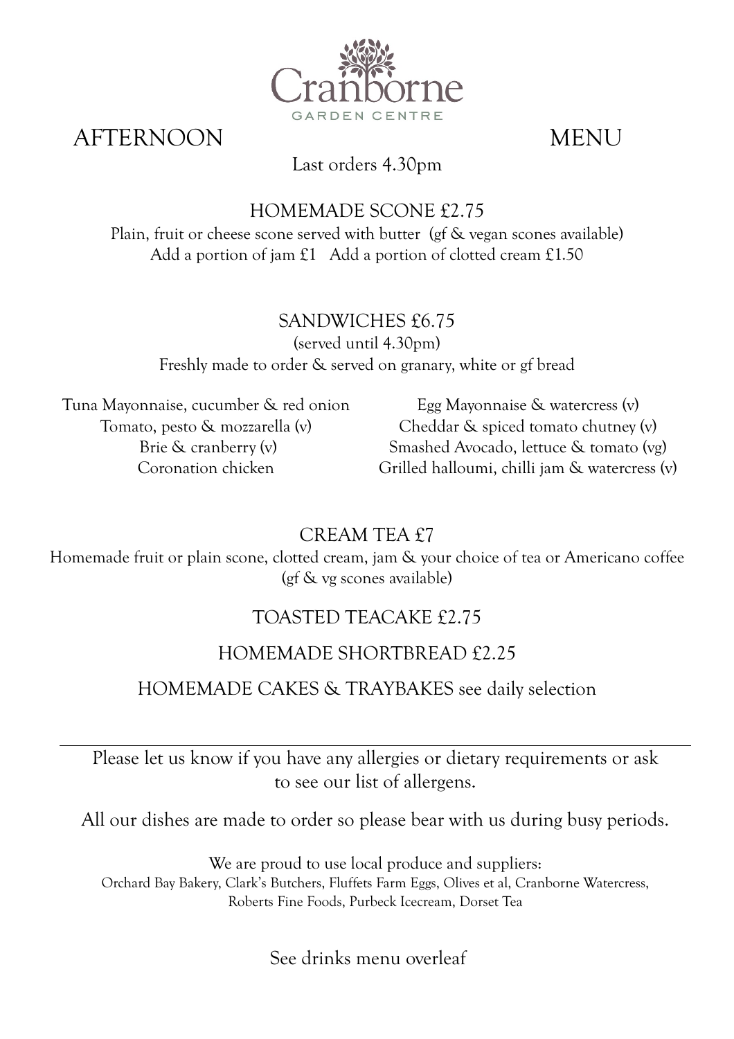# Cranborne Garden Centre

# AFTERNOON MENU

Last orders 4.30pm

## HOMEMADE SCONE £2.75

Plain, fruit or cheese scone served with butter (gf & vegan scones available)
Add a portion of jam £1 Add a portion of clotted cream £1.50

## SANDWICHES £6.75

(served until 4.30pm)
Freshly made to order & served on granary, white or gf bread

- Tuna Mayonnaise, cucumber & red onion
- Tomato, pesto & mozzarella (v)
- Brie & cranberry (v)
- Coronation chicken
- Egg Mayonnaise & watercress (v)
- Cheddar & spiced tomato chutney (v)
- Smashed Avocado, lettuce & tomato (vg)
- Grilled halloumi, chilli jam & watercress (v)

## CREAM TEA £7

Homemade fruit or plain scone, clotted cream, jam & your choice of tea or Americano coffee
(gf & vg scones available)

## TOASTED TEACAKE £2.75

## HOMEMADE SHORTBREAD £2.25

## HOMEMADE CAKES & TRAYBAKES see daily selection

---

Please let us know if you have any allergies or dietary requirements or ask to see our list of allergens.

All our dishes are made to order so please bear with us during busy periods.

We are proud to use local produce and suppliers:
Orchard Bay Bakery, Clark's Butchers, Fluffets Farm Eggs, Olives et al, Cranborne Watercress, Roberts Fine Foods, Purbeck Icecream, Dorset Tea

See drinks menu overleaf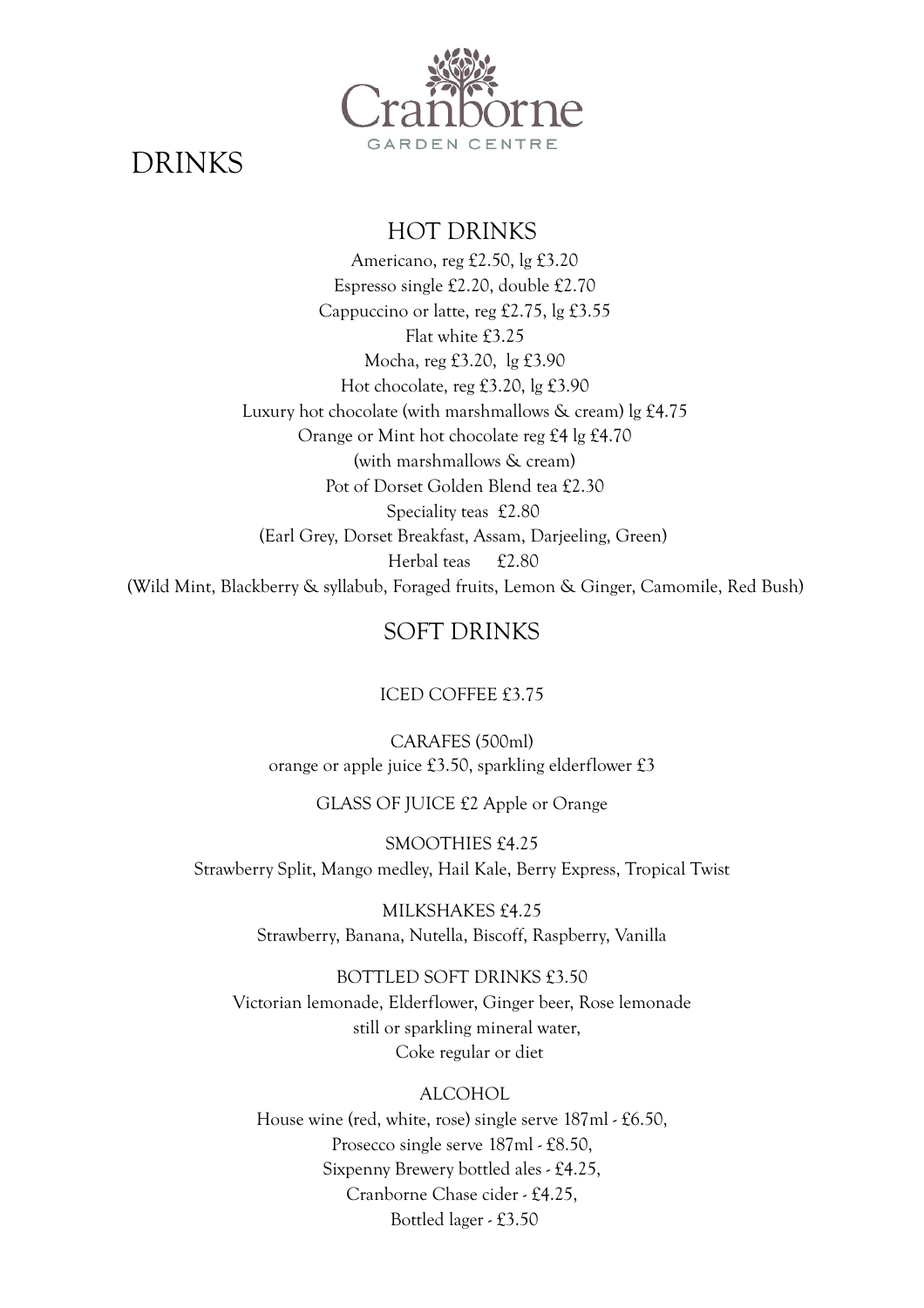Cranborne
GARDEN CENTRE

# DRINKS

## HOT DRINKS

Americano, reg £2.50, lg £3.20
Espresso single £2.20, double £2.70
Cappuccino or latte, reg £2.75, lg £3.55
Flat white £3.25
Mocha, reg £3.20, lg £3.90
Hot chocolate, reg £3.20, lg £3.90
Luxury hot chocolate (with marshmallows & cream) lg £4.75
Orange or Mint hot chocolate reg £4 lg £4.70
(with marshmallows & cream)
Pot of Dorset Golden Blend tea £2.30
Speciality teas £2.80
(Earl Grey, Dorset Breakfast, Assam, Darjeeling, Green)
Herbal teas £2.80
(Wild Mint, Blackberry & syllabub, Foraged fruits, Lemon & Ginger, Camomile, Red Bush)

## SOFT DRINKS

ICED COFFEE £3.75

CARAFES (500ml)
orange or apple juice £3.50, sparkling elderflower £3

GLASS OF JUICE £2 Apple or Orange

SMOOTHIES £4.25
Strawberry Split, Mango medley, Hail Kale, Berry Express, Tropical Twist

MILKSHAKES £4.25
Strawberry, Banana, Nutella, Biscoff, Raspberry, Vanilla

BOTTLED SOFT DRINKS £3.50
Victorian lemonade, Elderflower, Ginger beer, Rose lemonade
still or sparkling mineral water,
Coke regular or diet

ALCOHOL
House wine (red, white, rose) single serve 187ml - £6.50,
Prosecco single serve 187ml - £8.50,
Sixpenny Brewery bottled ales - £4.25,
Cranborne Chase cider - £4.25,
Bottled lager - £3.50